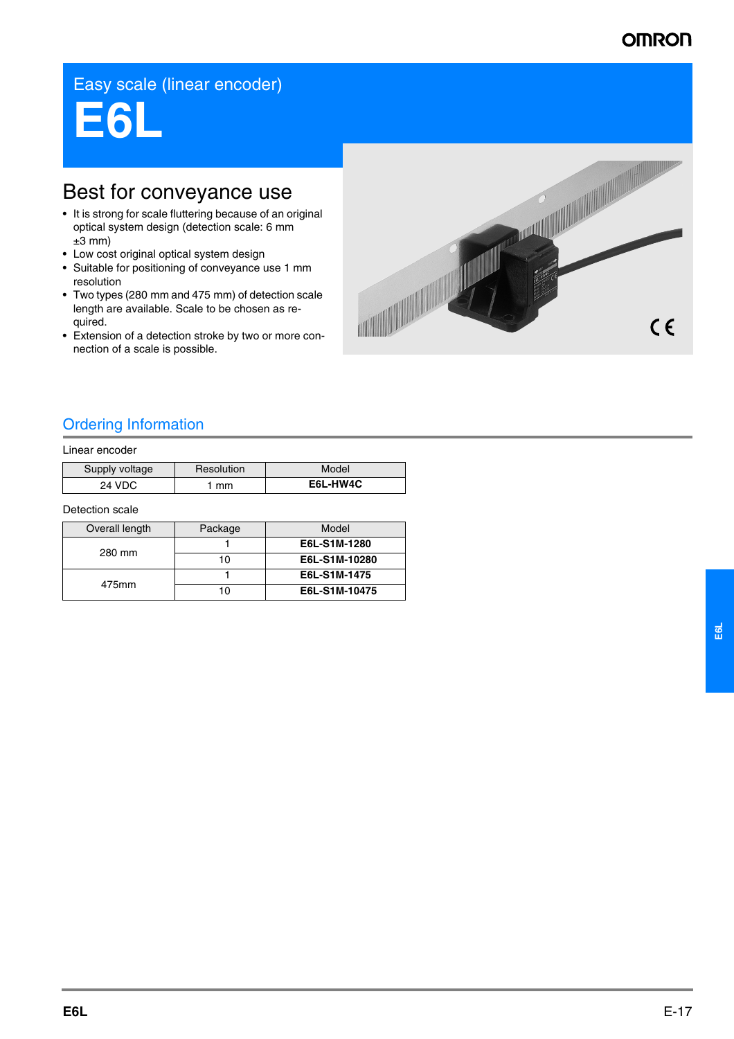# Easy scale (linear encoder)

# E6L

## Best for conveyance use

- It is strong for scale fluttering because of an original optical system design (detection scale: 6 mm ±3 mm)
- Low cost original optical system design
- Suitable for positioning of conveyance use 1 mm resolution
- Two types (280 mm and 475 mm) of detection scale length are available. Scale to be chosen as required.
- Extension of a detection stroke by two or more connection of a scale is possible.

## Ordering Information

Linear encoder

| Supply voltage | Resolution | Model |
|---|---|---|
| 24 VDC | 1 mm | **E6L-HW4C** |

Detection scale

| Overall length | Package | Model |
|---|---|---|
| 280 mm | 1 | **E6L-S1M-1280** |
| | 10 | **E6L-S1M-10280** |
| 475mm | 1 | **E6L-S1M-1475** |
| | 10 | **E6L-S1M-10475** |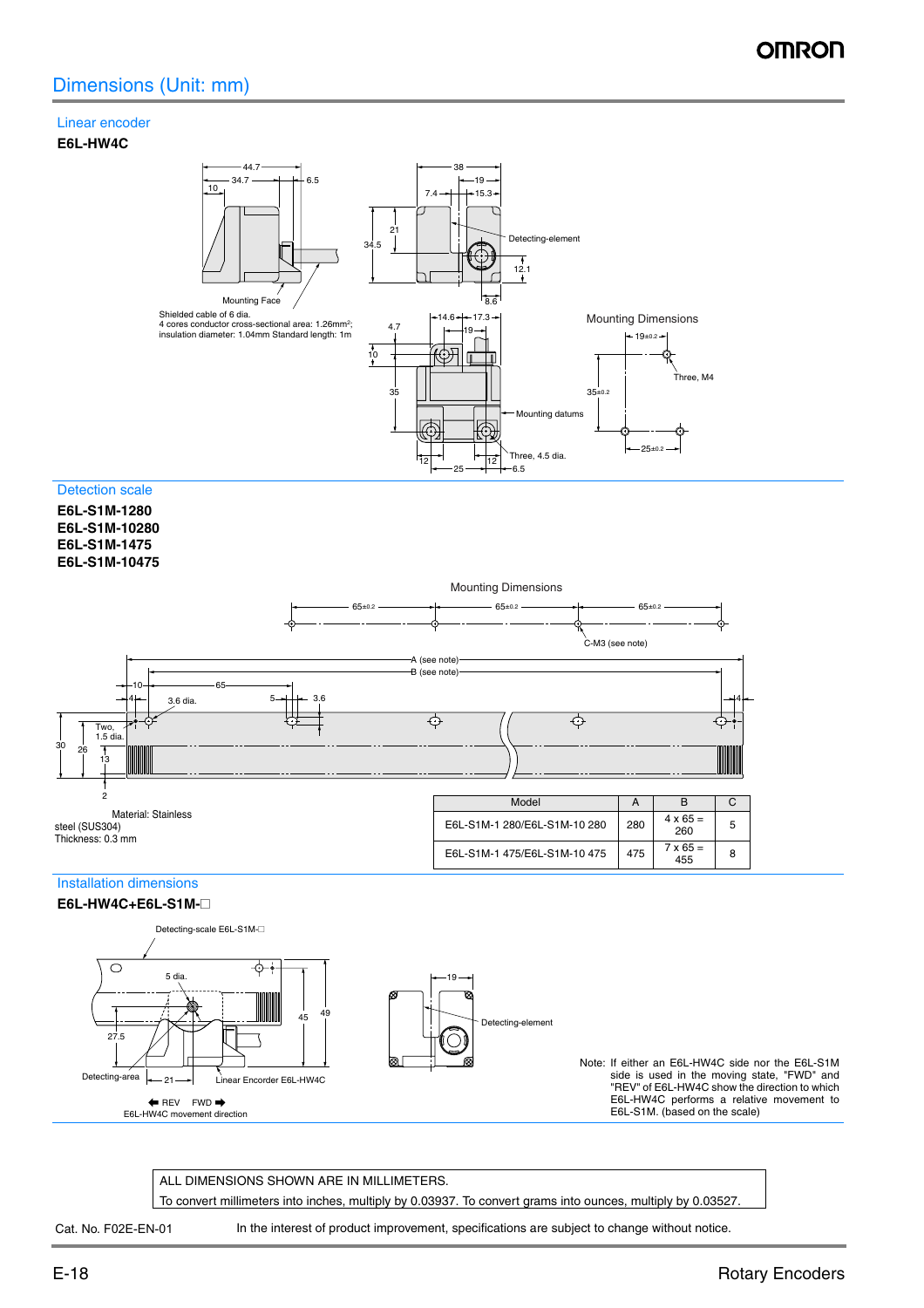# Dimensions (Unit: mm)

## Linear encoder

**E6L-HW4C**

44.7
34.7
6.5
10
38
19
7.4
15.3
21
34.5
Detecting-element
12.1
8.6
Mounting Face
Shielded cable of 6 dia.
4 cores conductor cross-sectional area: 1.26mm²;
insulation diameter: 1.04mm Standard length: 1m
14.6
17.3
4.7
19
10
35
Mounting datums
Three, 4.5 dia.
12
25
12
6.5
Mounting Dimensions
19±0.2
Three, M4
35±0.2
25±0.2

## Detection scale

**E6L-S1M-1280**
**E6L-S1M-10280**
**E6L-S1M-1475**
**E6L-S1M-10475**

Mounting Dimensions
65±0.2
65±0.2
65±0.2
C-M3 (see note)
A (see note)
B (see note)
10
65
4
3.6 dia.
5
3.6
4
Two, 1.5 dia.
30
26
13
2

Material: Stainless steel (SUS304)
Thickness: 0.3 mm

| Model | A | B | C |
|---|---|---|---|
| E6L-S1M-1 280/E6L-S1M-10 280 | 280 | 4 x 65 = 260 | 5 |
| E6L-S1M-1 475/E6L-S1M-10 475 | 475 | 7 x 65 = 455 | 8 |

## Installation dimensions

**E6L-HW4C+E6L-S1M-□**

Detecting-scale E6L-S1M-□
5 dia.
27.5
45
49
Detecting-area
21
Linear Encorder E6L-HW4C
REV FWD
E6L-HW4C movement direction
19
Detecting-element

Note: If either an E6L-HW4C side nor the E6L-S1M side is used in the moving state, "FWD" and "REV" of E6L-HW4C show the direction to which E6L-HW4C performs a relative movement to E6L-S1M. (based on the scale)

ALL DIMENSIONS SHOWN ARE IN MILLIMETERS.
To convert millimeters into inches, multiply by 0.03937. To convert grams into ounces, multiply by 0.03527.

Cat. No. F02E-EN-01 In the interest of product improvement, specifications are subject to change without notice.